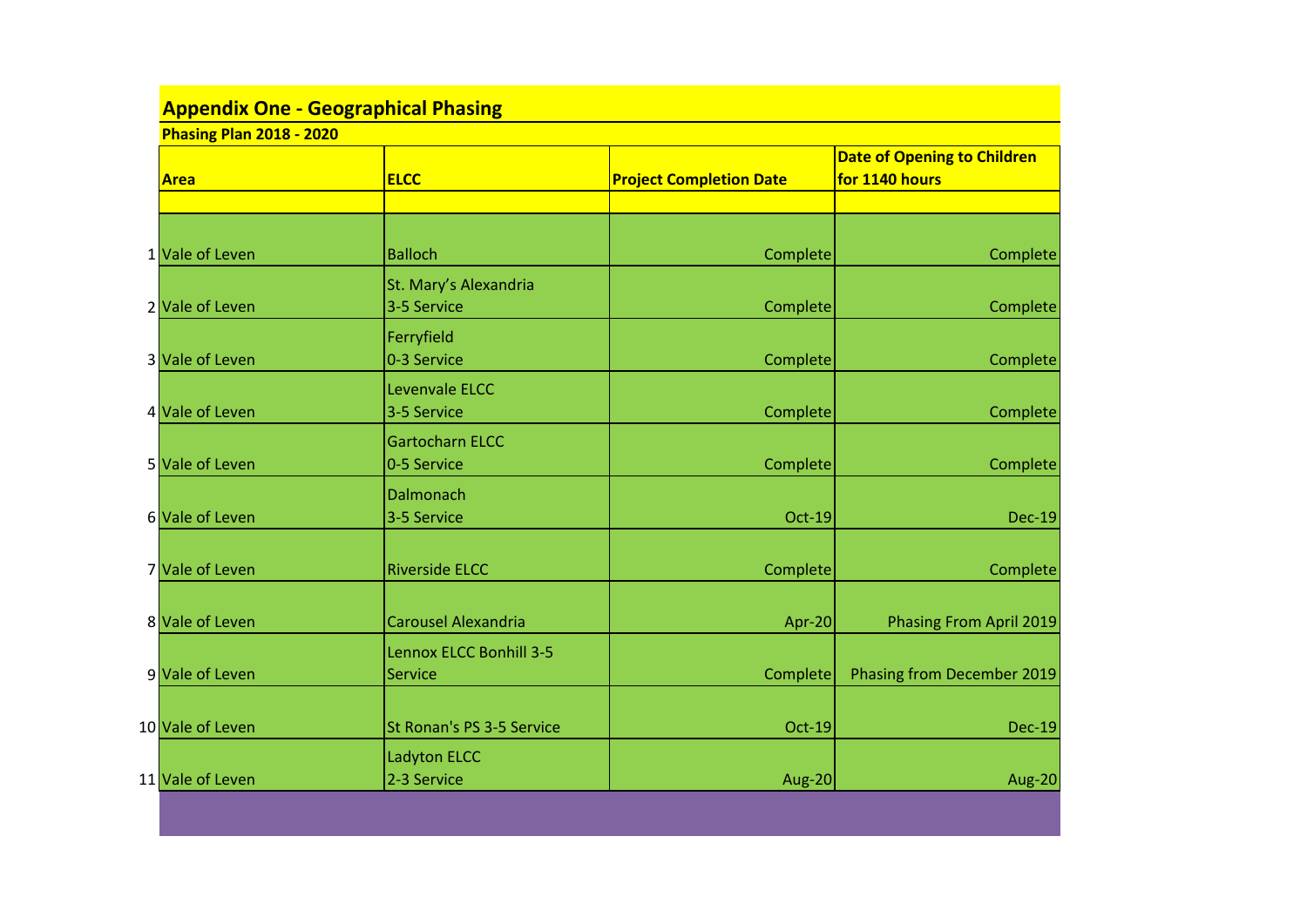# Appendix One - Geographical Phasing

## Phasing Plan 2018 - 2020

| | Area | ELCC | Project Completion Date | Date of Opening to Children for 1140 hours |
|---|---|---|---|---|
| 1 | Vale of Leven | Balloch | Complete | Complete |
| 2 | Vale of Leven | St. Mary's Alexandria 3-5 Service | Complete | Complete |
| 3 | Vale of Leven | Ferryfield 0-3 Service | Complete | Complete |
| 4 | Vale of Leven | Levenvale ELCC 3-5 Service | Complete | Complete |
| 5 | Vale of Leven | Gartocharn ELCC 0-5 Service | Complete | Complete |
| 6 | Vale of Leven | Dalmonach 3-5 Service | Oct-19 | Dec-19 |
| 7 | Vale of Leven | Riverside ELCC | Complete | Complete |
| 8 | Vale of Leven | Carousel Alexandria | Apr-20 | Phasing From April 2019 |
| 9 | Vale of Leven | Lennox ELCC Bonhill 3-5 Service | Complete | Phasing from December 2019 |
| 10 | Vale of Leven | St Ronan's PS 3-5 Service | Oct-19 | Dec-19 |
| 11 | Vale of Leven | Ladyton ELCC 2-3 Service | Aug-20 | Aug-20 |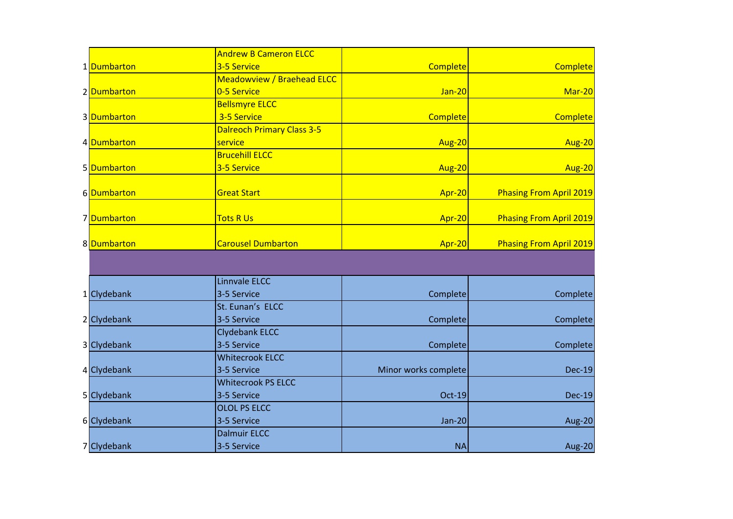| | | | | |
|---|---|---|---|---|
| 1 | Dumbarton | Andrew B Cameron ELCC 3-5 Service | Complete | Complete |
| 2 | Dumbarton | Meadowview / Braehead ELCC 0-5 Service | Jan-20 | Mar-20 |
| 3 | Dumbarton | Bellsmyre ELCC 3-5 Service | Complete | Complete |
| 4 | Dumbarton | Dalreoch Primary Class 3-5 service | Aug-20 | Aug-20 |
| 5 | Dumbarton | Brucehill ELCC 3-5 Service | Aug-20 | Aug-20 |
| 6 | Dumbarton | Great Start | Apr-20 | Phasing From April 2019 |
| 7 | Dumbarton | Tots R Us | Apr-20 | Phasing From April 2019 |
| 8 | Dumbarton | Carousel Dumbarton | Apr-20 | Phasing From April 2019 |
| | | | | |
| 1 | Clydebank | Linnvale ELCC 3-5 Service | Complete | Complete |
| 2 | Clydebank | St. Eunan's ELCC 3-5 Service | Complete | Complete |
| 3 | Clydebank | Clydebank ELCC 3-5 Service | Complete | Complete |
| 4 | Clydebank | Whitecrook ELCC 3-5 Service | Minor works complete | Dec-19 |
| 5 | Clydebank | Whitecrook PS ELCC 3-5 Service | Oct-19 | Dec-19 |
| 6 | Clydebank | OLOL PS ELCC 3-5 Service | Jan-20 | Aug-20 |
| 7 | Clydebank | Dalmuir ELCC 3-5 Service | NA | Aug-20 |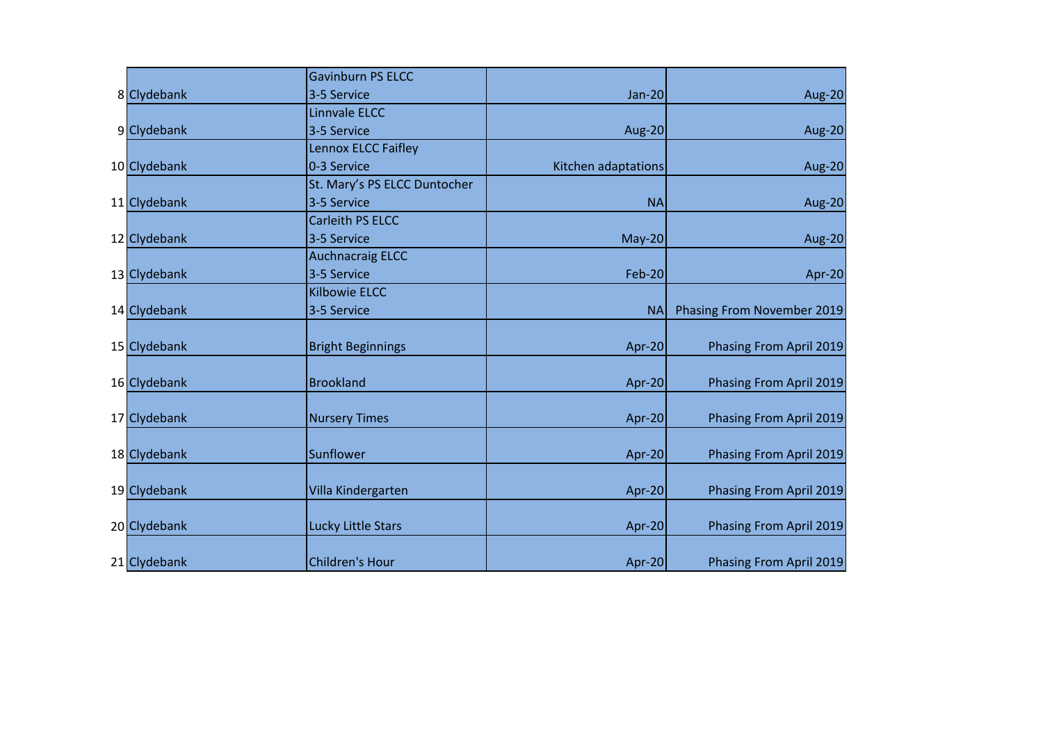| | | | | |
|---|---|---|---|---|
| 8 | Clydebank | Gavinburn PS ELCC 3-5 Service | Jan-20 | Aug-20 |
| 9 | Clydebank | Linnvale ELCC 3-5 Service | Aug-20 | Aug-20 |
| 10 | Clydebank | Lennox ELCC Faifley 0-3 Service | Kitchen adaptations | Aug-20 |
| 11 | Clydebank | St. Mary's PS ELCC Duntocher 3-5 Service | NA | Aug-20 |
| 12 | Clydebank | Carleith PS ELCC 3-5 Service | May-20 | Aug-20 |
| 13 | Clydebank | Auchnacraig ELCC 3-5 Service | Feb-20 | Apr-20 |
| 14 | Clydebank | Kilbowie ELCC 3-5 Service | NA | Phasing From November 2019 |
| 15 | Clydebank | Bright Beginnings | Apr-20 | Phasing From April 2019 |
| 16 | Clydebank | Brookland | Apr-20 | Phasing From April 2019 |
| 17 | Clydebank | Nursery Times | Apr-20 | Phasing From April 2019 |
| 18 | Clydebank | Sunflower | Apr-20 | Phasing From April 2019 |
| 19 | Clydebank | Villa Kindergarten | Apr-20 | Phasing From April 2019 |
| 20 | Clydebank | Lucky Little Stars | Apr-20 | Phasing From April 2019 |
| 21 | Clydebank | Children's Hour | Apr-20 | Phasing From April 2019 |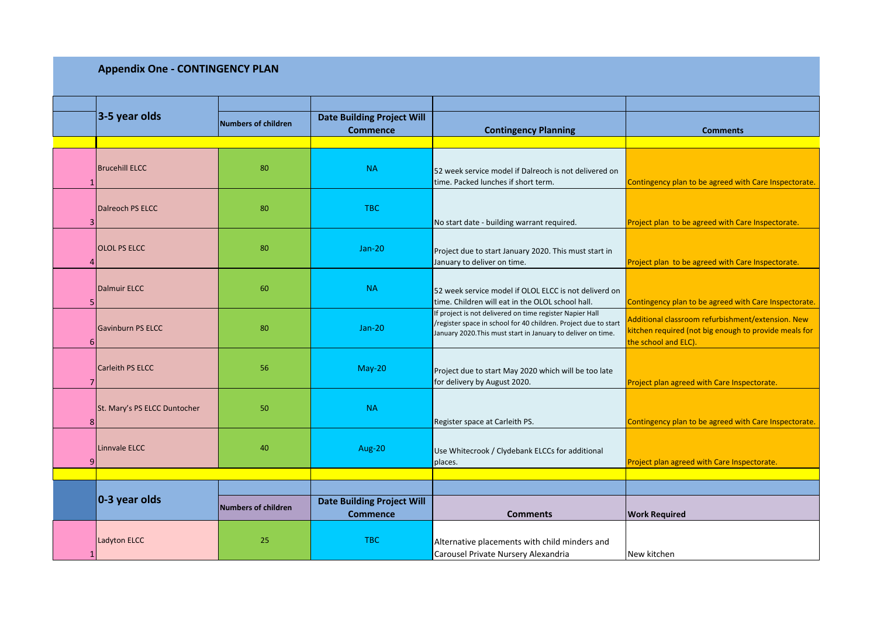## Appendix One - CONTINGENCY PLAN

| | 3-5 year olds | Numbers of children | Date Building Project Will Commence | Contingency Planning | Comments |
|---|---|---|---|---|---|
| 1 | Brucehill ELCC | 80 | NA | 52 week service model if Dalreoch is not delivered on time. Packed lunches if short term. | Contingency plan to be agreed with Care Inspectorate. |
| 3 | Dalreoch PS ELCC | 80 | TBC | No start date - building warrant required. | Project plan to be agreed with Care Inspectorate. |
| 4 | OLOL PS ELCC | 80 | Jan-20 | Project due to start January 2020. This must start in January to deliver on time. | Project plan to be agreed with Care Inspectorate. |
| 5 | Dalmuir ELCC | 60 | NA | 52 week service model if OLOL ELCC is not deliverd on time. Children will eat in the OLOL school hall. | Contingency plan to be agreed with Care Inspectorate. |
| 6 | Gavinburn PS ELCC | 80 | Jan-20 | If project is not delivered on time register Napier Hall /register space in school for 40 children. Project due to start January 2020.This must start in January to deliver on time. | Additional classroom refurbishment/extension. New kitchen required (not big enough to provide meals for the school and ELC). |
| 7 | Carleith PS ELCC | 56 | May-20 | Project due to start May 2020 which will be too late for delivery by August 2020. | Project plan agreed with Care Inspectorate. |
| 8 | St. Mary's PS ELCC Duntocher | 50 | NA | Register space at Carleith PS. | Contingency plan to be agreed with Care Inspectorate. |
| 9 | Linnvale ELCC | 40 | Aug-20 | Use Whitecrook / Clydebank ELCCs for additional places. | Project plan agreed with Care Inspectorate. |

| | 0-3 year olds | Numbers of children | Date Building Project Will Commence | Comments | Work Required |
|---|---|---|---|---|---|
| 1 | Ladyton ELCC | 25 | TBC | Alternative placements with child minders and Carousel Private Nursery Alexandria | New kitchen |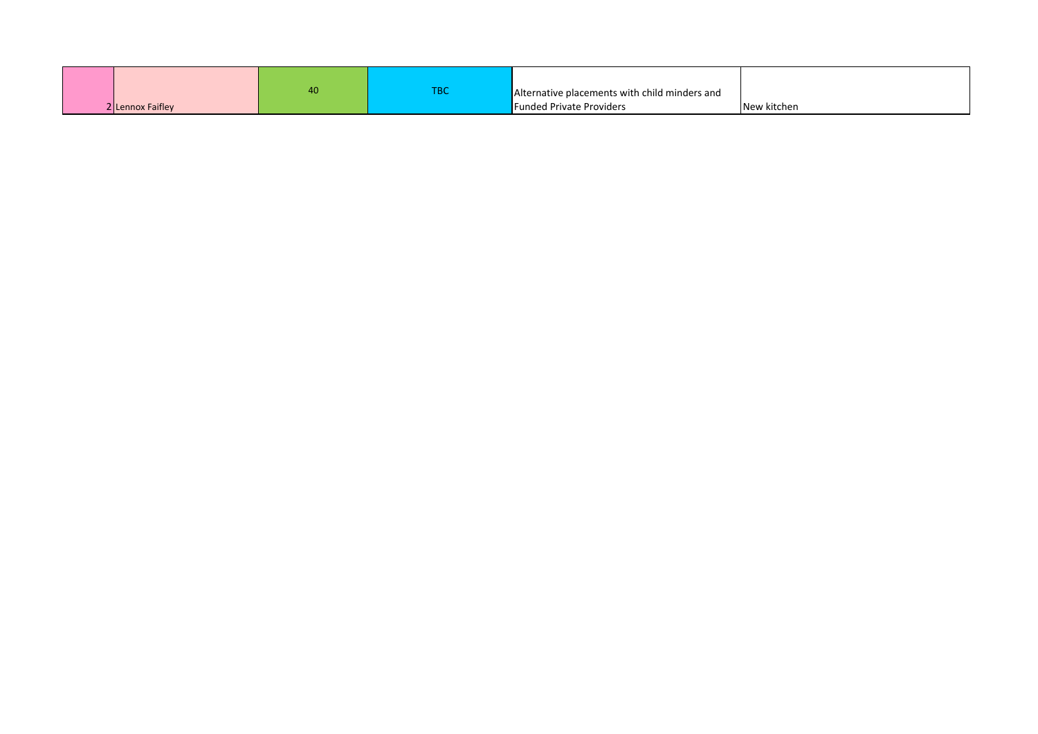| | | | | | |
|---|---|---|---|---|---|
| | 2 Lennox Faifley | 40 | TBC | Alternative placements with child minders and Funded Private Providers | New kitchen |